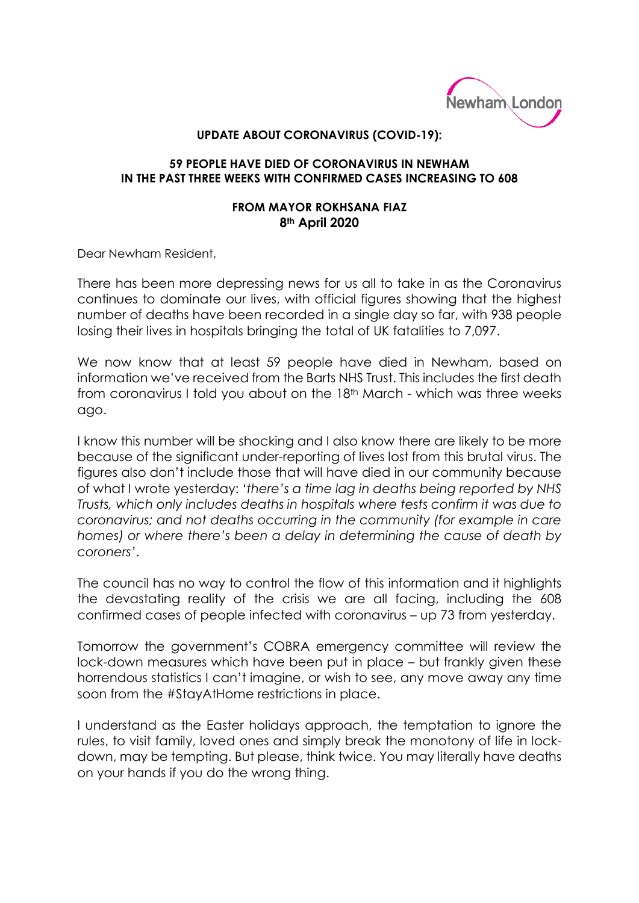**UPDATE ABOUT CORONAVIRUS (COVID-19):**

**59 PEOPLE HAVE DIED OF CORONAVIRUS IN NEWHAM IN THE PAST THREE WEEKS WITH CONFIRMED CASES INCREASING TO 608**

**FROM MAYOR ROKHSANA FIAZ**
**8th April 2020**

Dear Newham Resident,

There has been more depressing news for us all to take in as the Coronavirus continues to dominate our lives, with official figures showing that the highest number of deaths have been recorded in a single day so far, with 938 people losing their lives in hospitals bringing the total of UK fatalities to 7,097.

We now know that at least 59 people have died in Newham, based on information we've received from the Barts NHS Trust. This includes the first death from coronavirus I told you about on the 18th March - which was three weeks ago.

I know this number will be shocking and I also know there are likely to be more because of the significant under-reporting of lives lost from this brutal virus. The figures also don't include those that will have died in our community because of what I wrote yesterday: '*there's a time lag in deaths being reported by NHS Trusts, which only includes deaths in hospitals where tests confirm it was due to coronavirus; and not deaths occurring in the community (for example in care homes) or where there's been a delay in determining the cause of death by coroners*'.

The council has no way to control the flow of this information and it highlights the devastating reality of the crisis we are all facing, including the 608 confirmed cases of people infected with coronavirus – up 73 from yesterday.

Tomorrow the government's COBRA emergency committee will review the lock-down measures which have been put in place – but frankly given these horrendous statistics I can't imagine, or wish to see, any move away any time soon from the #StayAtHome restrictions in place.

I understand as the Easter holidays approach, the temptation to ignore the rules, to visit family, loved ones and simply break the monotony of life in lock-down, may be tempting. But please, think twice. You may literally have deaths on your hands if you do the wrong thing.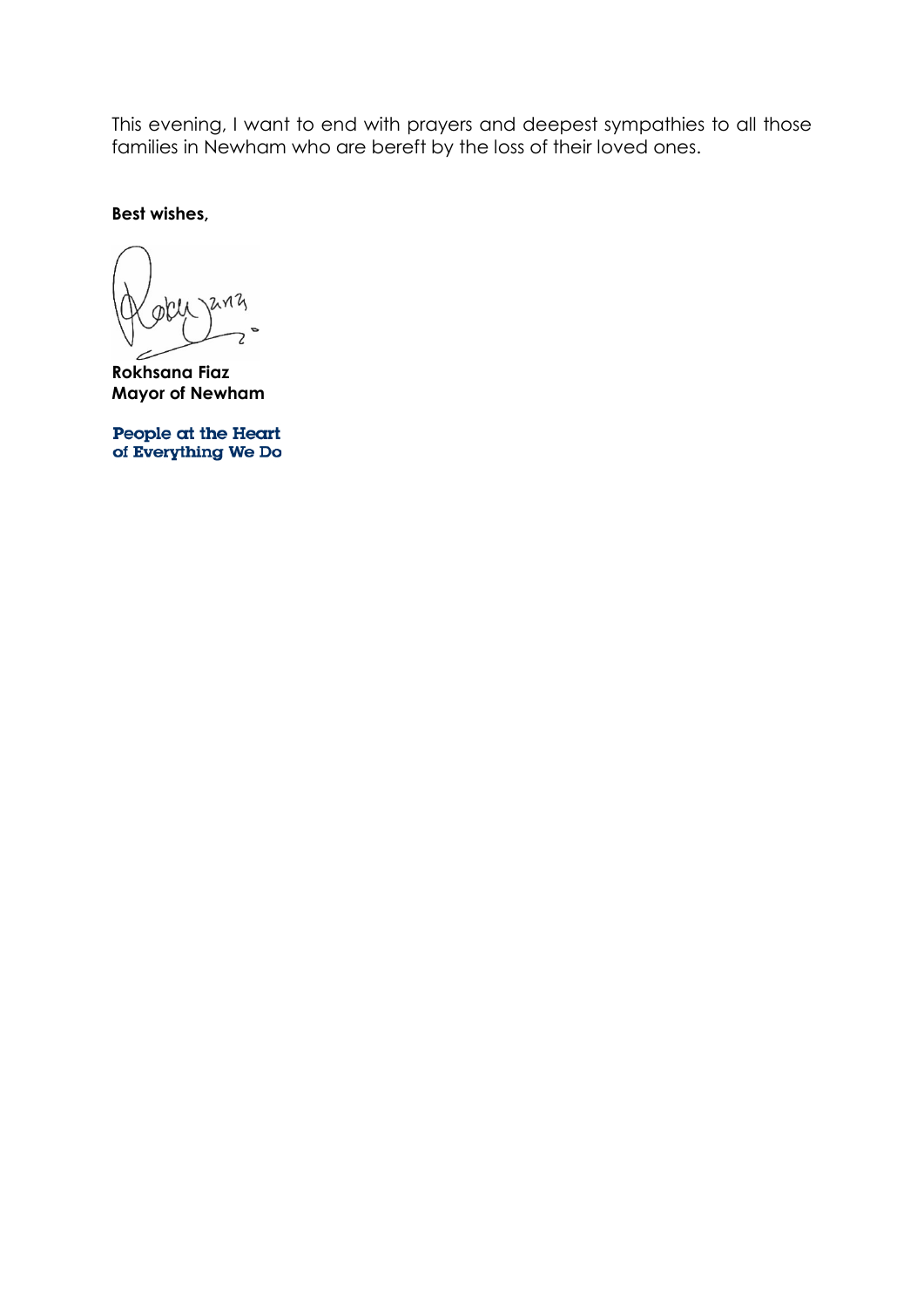This evening, I want to end with prayers and deepest sympathies to all those families in Newham who are bereft by the loss of their loved ones.

**Best wishes,**

**Rokhsana Fiaz**
**Mayor of Newham**

**People at the Heart of Everything We Do**